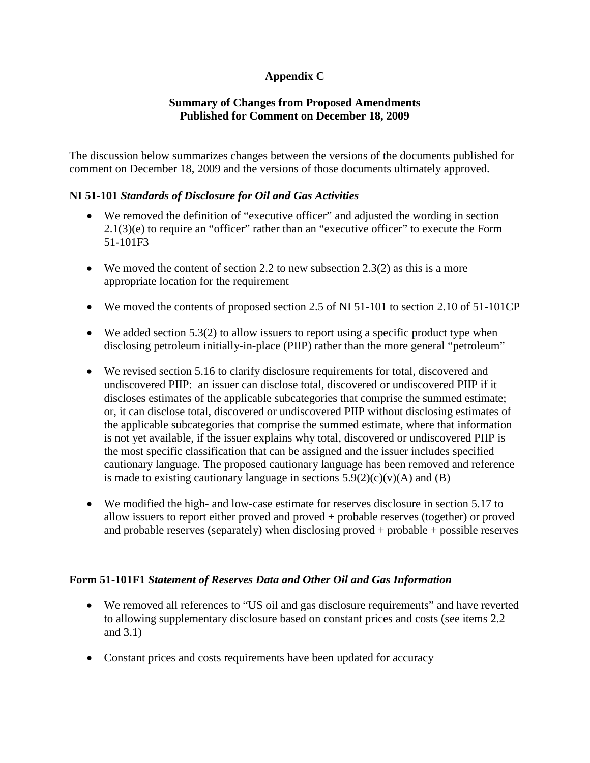# Appendix C

## Summary of Changes from Proposed Amendments Published for Comment on December 18, 2009

The discussion below summarizes changes between the versions of the documents published for comment on December 18, 2009 and the versions of those documents ultimately approved.

### NI 51-101 *Standards of Disclosure for Oil and Gas Activities*

- We removed the definition of "executive officer" and adjusted the wording in section 2.1(3)(e) to require an "officer" rather than an "executive officer" to execute the Form 51-101F3
- We moved the content of section 2.2 to new subsection 2.3(2) as this is a more appropriate location for the requirement
- We moved the contents of proposed section 2.5 of NI 51-101 to section 2.10 of 51-101CP
- We added section 5.3(2) to allow issuers to report using a specific product type when disclosing petroleum initially-in-place (PIIP) rather than the more general "petroleum"
- We revised section 5.16 to clarify disclosure requirements for total, discovered and undiscovered PIIP: an issuer can disclose total, discovered or undiscovered PIIP if it discloses estimates of the applicable subcategories that comprise the summed estimate; or, it can disclose total, discovered or undiscovered PIIP without disclosing estimates of the applicable subcategories that comprise the summed estimate, where that information is not yet available, if the issuer explains why total, discovered or undiscovered PIIP is the most specific classification that can be assigned and the issuer includes specified cautionary language. The proposed cautionary language has been removed and reference is made to existing cautionary language in sections 5.9(2)(c)(v)(A) and (B)
- We modified the high- and low-case estimate for reserves disclosure in section 5.17 to allow issuers to report either proved and proved + probable reserves (together) or proved and probable reserves (separately) when disclosing proved + probable + possible reserves

### Form 51-101F1 *Statement of Reserves Data and Other Oil and Gas Information*

- We removed all references to "US oil and gas disclosure requirements" and have reverted to allowing supplementary disclosure based on constant prices and costs (see items 2.2 and 3.1)
- Constant prices and costs requirements have been updated for accuracy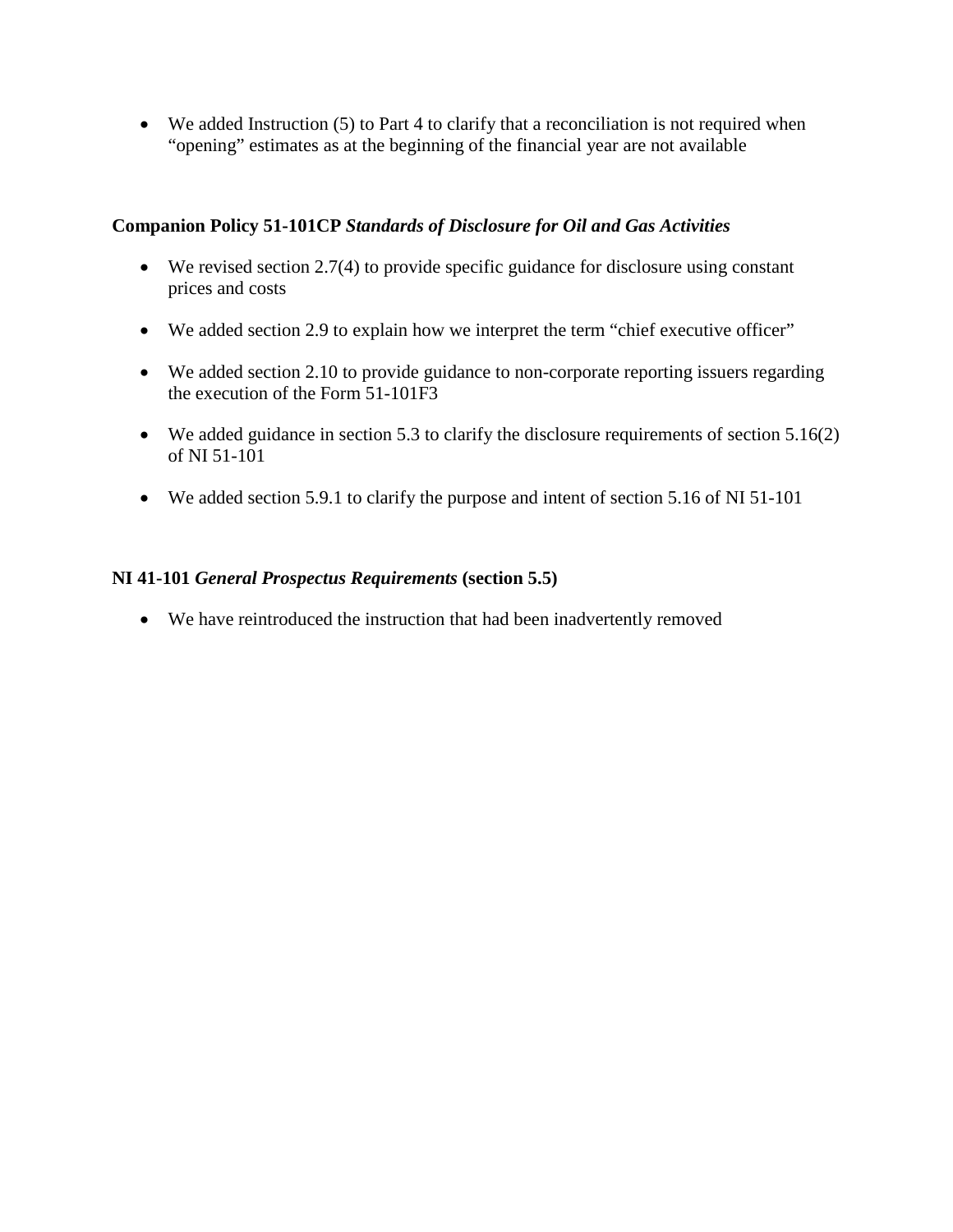- We added Instruction (5) to Part 4 to clarify that a reconciliation is not required when "opening" estimates as at the beginning of the financial year are not available

**Companion Policy 51-101CP *Standards of Disclosure for Oil and Gas Activities***

- We revised section 2.7(4) to provide specific guidance for disclosure using constant prices and costs
- We added section 2.9 to explain how we interpret the term "chief executive officer"
- We added section 2.10 to provide guidance to non-corporate reporting issuers regarding the execution of the Form 51-101F3
- We added guidance in section 5.3 to clarify the disclosure requirements of section 5.16(2) of NI 51-101
- We added section 5.9.1 to clarify the purpose and intent of section 5.16 of NI 51-101

**NI 41-101 *General Prospectus Requirements* (section 5.5)**

- We have reintroduced the instruction that had been inadvertently removed